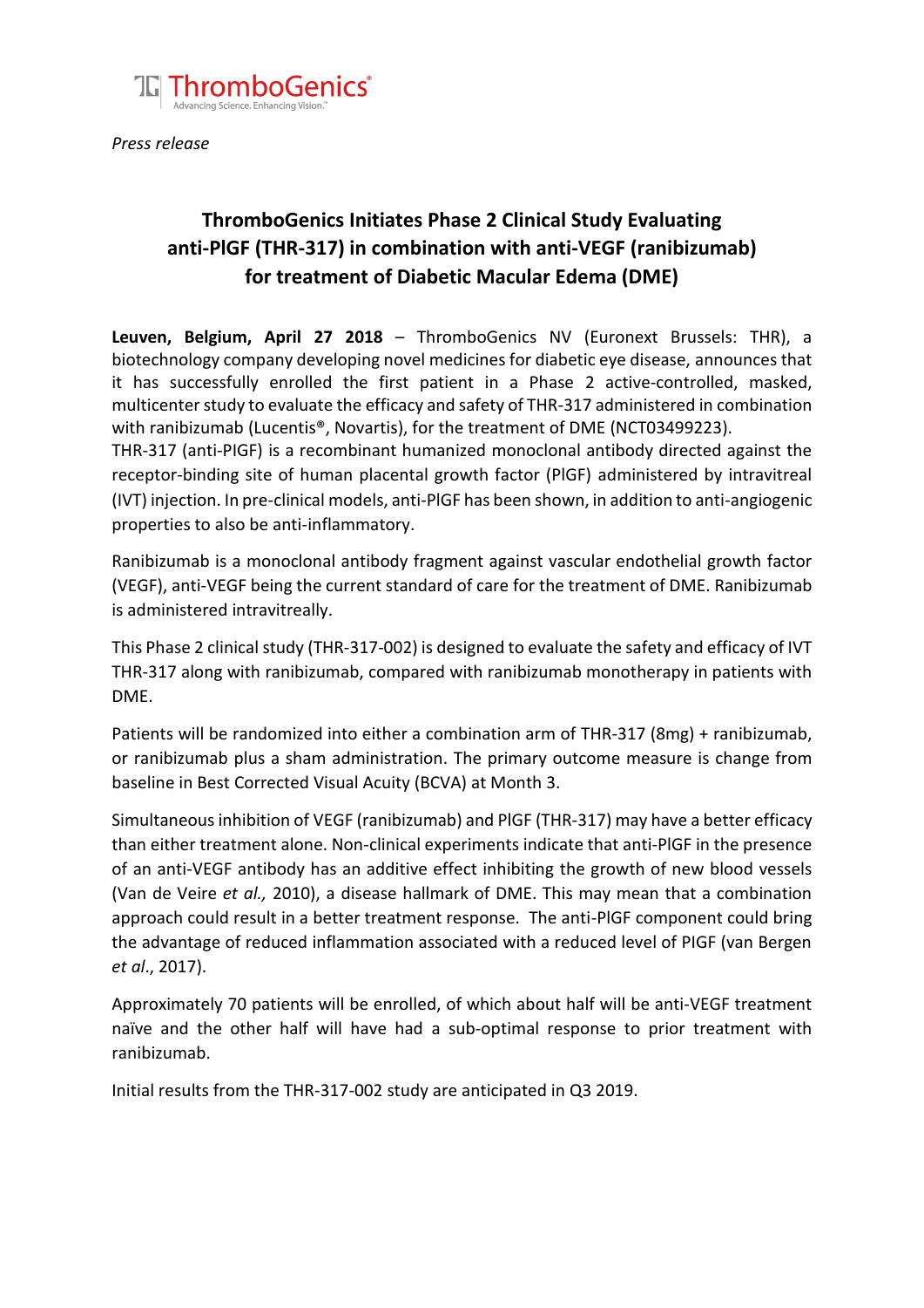ThromboGenics® Advancing Science. Enhancing Vision.™

*Press release*

# ThromboGenics Initiates Phase 2 Clinical Study Evaluating anti-PlGF (THR-317) in combination with anti-VEGF (ranibizumab) for treatment of Diabetic Macular Edema (DME)

**Leuven, Belgium, April 27 2018** – ThromboGenics NV (Euronext Brussels: THR), a biotechnology company developing novel medicines for diabetic eye disease, announces that it has successfully enrolled the first patient in a Phase 2 active-controlled, masked, multicenter study to evaluate the efficacy and safety of THR-317 administered in combination with ranibizumab (Lucentis®, Novartis), for the treatment of DME (NCT03499223).

THR-317 (anti-PIGF) is a recombinant humanized monoclonal antibody directed against the receptor-binding site of human placental growth factor (PlGF) administered by intravitreal (IVT) injection. In pre-clinical models, anti-PlGF has been shown, in addition to anti-angiogenic properties to also be anti-inflammatory.

Ranibizumab is a monoclonal antibody fragment against vascular endothelial growth factor (VEGF), anti-VEGF being the current standard of care for the treatment of DME. Ranibizumab is administered intravitreally.

This Phase 2 clinical study (THR-317-002) is designed to evaluate the safety and efficacy of IVT THR-317 along with ranibizumab, compared with ranibizumab monotherapy in patients with DME.

Patients will be randomized into either a combination arm of THR-317 (8mg) + ranibizumab, or ranibizumab plus a sham administration. The primary outcome measure is change from baseline in Best Corrected Visual Acuity (BCVA) at Month 3.

Simultaneous inhibition of VEGF (ranibizumab) and PlGF (THR-317) may have a better efficacy than either treatment alone. Non-clinical experiments indicate that anti-PlGF in the presence of an anti-VEGF antibody has an additive effect inhibiting the growth of new blood vessels (Van de Veire *et al.,* 2010), a disease hallmark of DME. This may mean that a combination approach could result in a better treatment response. The anti-PlGF component could bring the advantage of reduced inflammation associated with a reduced level of PIGF (van Bergen *et al*., 2017).

Approximately 70 patients will be enrolled, of which about half will be anti-VEGF treatment naïve and the other half will have had a sub-optimal response to prior treatment with ranibizumab.

Initial results from the THR-317-002 study are anticipated in Q3 2019.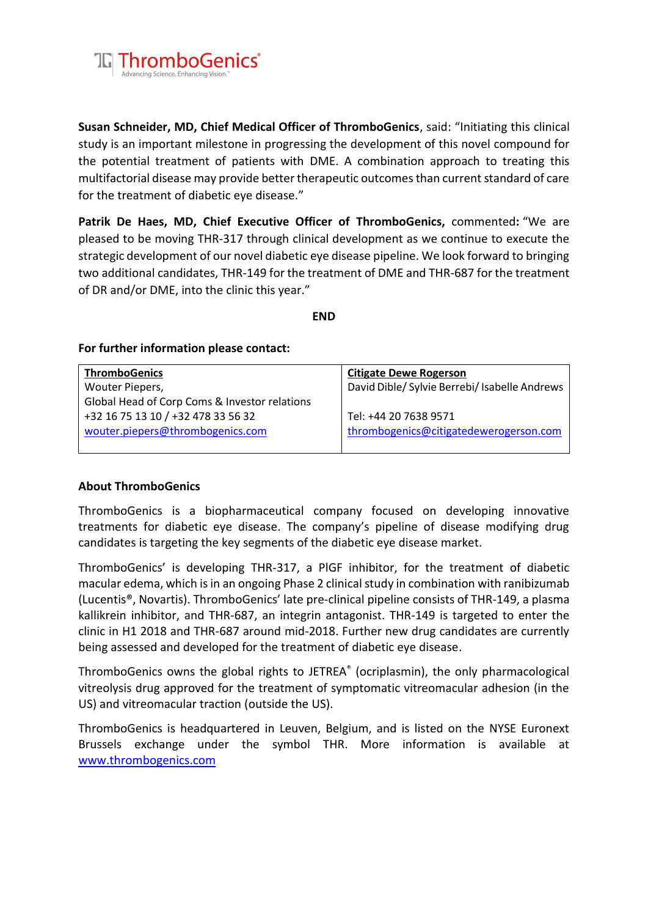**Susan Schneider, MD, Chief Medical Officer of ThromboGenics**, said: "Initiating this clinical study is an important milestone in progressing the development of this novel compound for the potential treatment of patients with DME. A combination approach to treating this multifactorial disease may provide better therapeutic outcomes than current standard of care for the treatment of diabetic eye disease."

**Patrik De Haes, MD, Chief Executive Officer of ThromboGenics,** commented**:** "We are pleased to be moving THR-317 through clinical development as we continue to execute the strategic development of our novel diabetic eye disease pipeline. We look forward to bringing two additional candidates, THR-149 for the treatment of DME and THR-687 for the treatment of DR and/or DME, into the clinic this year."

**END**

**For further information please contact:**

| ThromboGenics | Citigate Dewe Rogerson |
|---|---|
| Wouter Piepers,<br>Global Head of Corp Coms & Investor relations<br>+32 16 75 13 10 / +32 478 33 56 32<br>wouter.piepers@thrombogenics.com | David Dible/ Sylvie Berrebi/ Isabelle Andrews<br><br>Tel: +44 20 7638 9571<br>thrombogenics@citigatedewerogerson.com |

**About ThromboGenics**

ThromboGenics is a biopharmaceutical company focused on developing innovative treatments for diabetic eye disease. The company's pipeline of disease modifying drug candidates is targeting the key segments of the diabetic eye disease market.

ThromboGenics' is developing THR-317, a PlGF inhibitor, for the treatment of diabetic macular edema, which is in an ongoing Phase 2 clinical study in combination with ranibizumab (Lucentis®, Novartis). ThromboGenics' late pre-clinical pipeline consists of THR-149, a plasma kallikrein inhibitor, and THR-687, an integrin antagonist. THR-149 is targeted to enter the clinic in H1 2018 and THR-687 around mid-2018. Further new drug candidates are currently being assessed and developed for the treatment of diabetic eye disease.

ThromboGenics owns the global rights to JETREA® (ocriplasmin), the only pharmacological vitreolysis drug approved for the treatment of symptomatic vitreomacular adhesion (in the US) and vitreomacular traction (outside the US).

ThromboGenics is headquartered in Leuven, Belgium, and is listed on the NYSE Euronext Brussels exchange under the symbol THR. More information is available at www.thrombogenics.com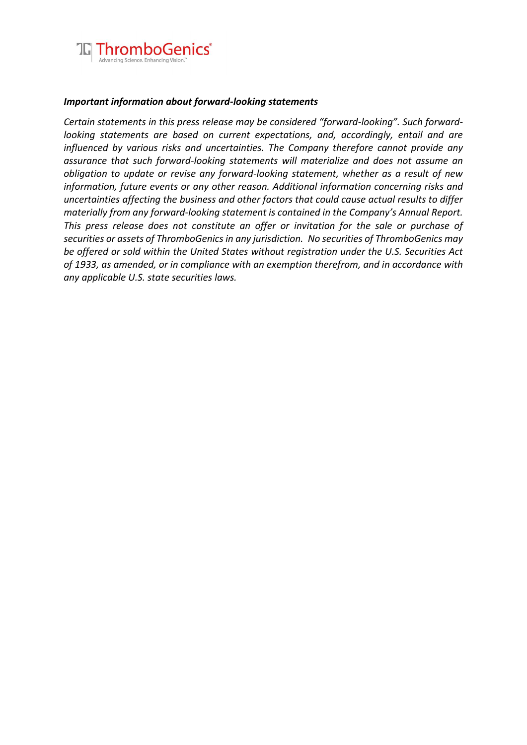***Important information about forward-looking statements***

*Certain statements in this press release may be considered "forward-looking". Such forward-looking statements are based on current expectations, and, accordingly, entail and are influenced by various risks and uncertainties. The Company therefore cannot provide any assurance that such forward-looking statements will materialize and does not assume an obligation to update or revise any forward-looking statement, whether as a result of new information, future events or any other reason. Additional information concerning risks and uncertainties affecting the business and other factors that could cause actual results to differ materially from any forward-looking statement is contained in the Company's Annual Report. This press release does not constitute an offer or invitation for the sale or purchase of securities or assets of ThromboGenics in any jurisdiction. No securities of ThromboGenics may be offered or sold within the United States without registration under the U.S. Securities Act of 1933, as amended, or in compliance with an exemption therefrom, and in accordance with any applicable U.S. state securities laws.*